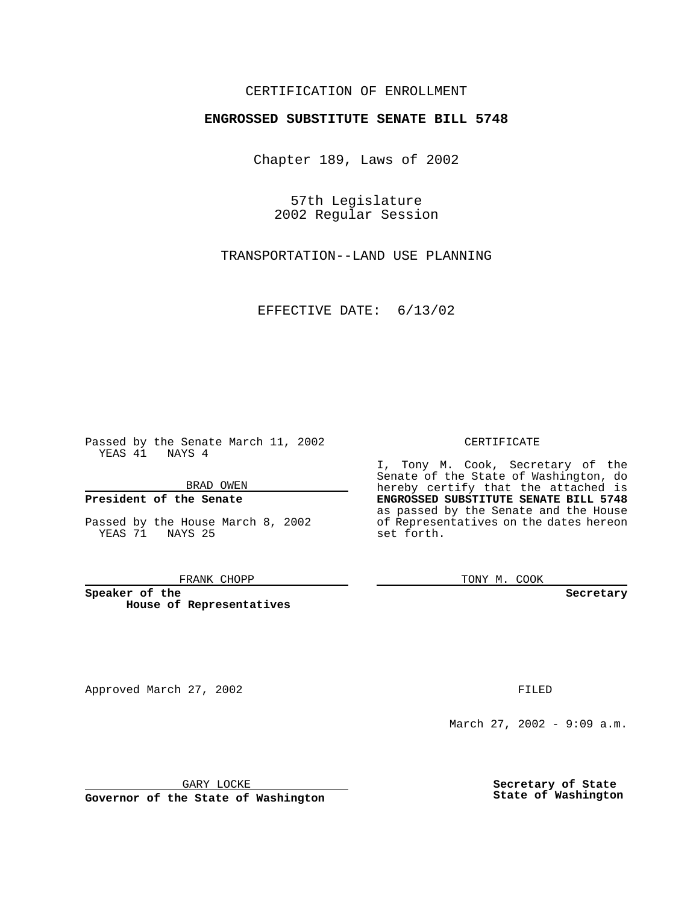CERTIFICATION OF ENROLLMENT

**ENGROSSED SUBSTITUTE SENATE BILL 5748**

Chapter 189, Laws of 2002

57th Legislature
2002 Regular Session

TRANSPORTATION--LAND USE PLANNING

EFFECTIVE DATE: 6/13/02

Passed by the Senate March 11, 2002
YEAS 41 NAYS 4

BRAD OWEN

**President of the Senate**

Passed by the House March 8, 2002
YEAS 71 NAYS 25

FRANK CHOPP

**Speaker of the House of Representatives**

CERTIFICATE

I, Tony M. Cook, Secretary of the Senate of the State of Washington, do hereby certify that the attached is **ENGROSSED SUBSTITUTE SENATE BILL 5748** as passed by the Senate and the House of Representatives on the dates hereon set forth.

TONY M. COOK

**Secretary**

Approved March 27, 2002

GARY LOCKE

**Governor of the State of Washington**

FILED

March 27, 2002 - 9:09 a.m.

**Secretary of State**
**State of Washington**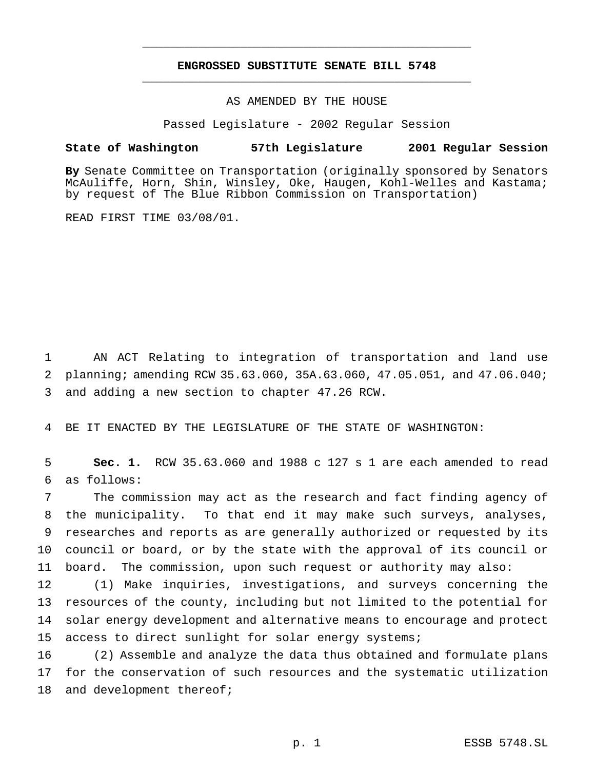**ENGROSSED SUBSTITUTE SENATE BILL 5748**

AS AMENDED BY THE HOUSE

Passed Legislature - 2002 Regular Session

**State of Washington 57th Legislature 2001 Regular Session**

**By** Senate Committee on Transportation (originally sponsored by Senators McAuliffe, Horn, Shin, Winsley, Oke, Haugen, Kohl-Welles and Kastama; by request of The Blue Ribbon Commission on Transportation)

READ FIRST TIME 03/08/01.

AN ACT Relating to integration of transportation and land use planning; amending RCW 35.63.060, 35A.63.060, 47.05.051, and 47.06.040; and adding a new section to chapter 47.26 RCW.

BE IT ENACTED BY THE LEGISLATURE OF THE STATE OF WASHINGTON:

**Sec. 1.** RCW 35.63.060 and 1988 c 127 s 1 are each amended to read as follows:

The commission may act as the research and fact finding agency of the municipality. To that end it may make such surveys, analyses, researches and reports as are generally authorized or requested by its council or board, or by the state with the approval of its council or board. The commission, upon such request or authority may also:

(1) Make inquiries, investigations, and surveys concerning the resources of the county, including but not limited to the potential for solar energy development and alternative means to encourage and protect access to direct sunlight for solar energy systems;

(2) Assemble and analyze the data thus obtained and formulate plans for the conservation of such resources and the systematic utilization and development thereof;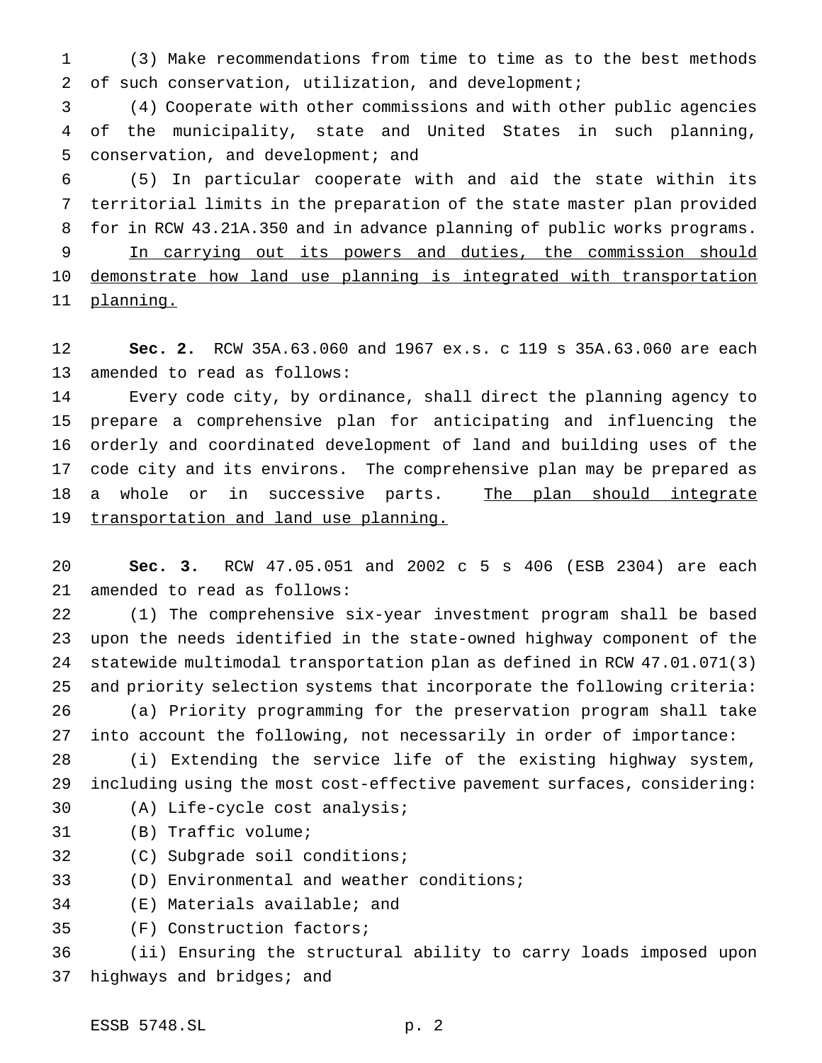(3) Make recommendations from time to time as to the best methods of such conservation, utilization, and development;

(4) Cooperate with other commissions and with other public agencies of the municipality, state and United States in such planning, conservation, and development; and

(5) In particular cooperate with and aid the state within its territorial limits in the preparation of the state master plan provided for in RCW 43.21A.350 and in advance planning of public works programs. In carrying out its powers and duties, the commission should demonstrate how land use planning is integrated with transportation planning.

**Sec. 2.** RCW 35A.63.060 and 1967 ex.s. c 119 s 35A.63.060 are each amended to read as follows:

Every code city, by ordinance, shall direct the planning agency to prepare a comprehensive plan for anticipating and influencing the orderly and coordinated development of land and building uses of the code city and its environs. The comprehensive plan may be prepared as a whole or in successive parts. The plan should integrate transportation and land use planning.

**Sec. 3.** RCW 47.05.051 and 2002 c 5 s 406 (ESB 2304) are each amended to read as follows:

(1) The comprehensive six-year investment program shall be based upon the needs identified in the state-owned highway component of the statewide multimodal transportation plan as defined in RCW 47.01.071(3) and priority selection systems that incorporate the following criteria:

(a) Priority programming for the preservation program shall take into account the following, not necessarily in order of importance:

(i) Extending the service life of the existing highway system, including using the most cost-effective pavement surfaces, considering:

(A) Life-cycle cost analysis;

(B) Traffic volume;

(C) Subgrade soil conditions;

(D) Environmental and weather conditions;

(E) Materials available; and

(F) Construction factors;

(ii) Ensuring the structural ability to carry loads imposed upon highways and bridges; and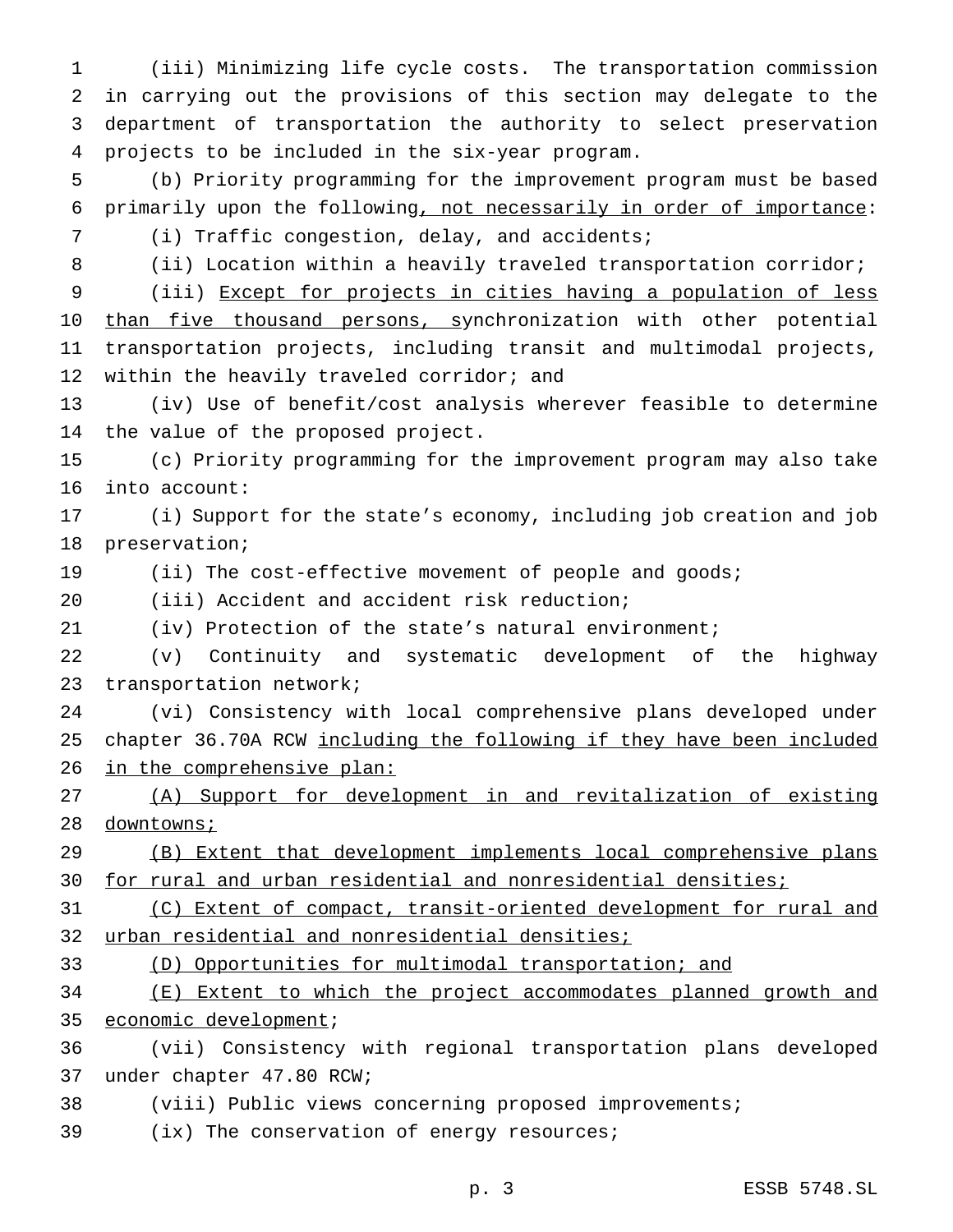(iii) Minimizing life cycle costs. The transportation commission in carrying out the provisions of this section may delegate to the department of transportation the authority to select preservation projects to be included in the six-year program.

(b) Priority programming for the improvement program must be based primarily upon the following<u>, not necessarily in order of importance</u>:

(i) Traffic congestion, delay, and accidents;

(ii) Location within a heavily traveled transportation corridor;

(iii) <u>Except for projects in cities having a population of less than five thousand persons, s</u>ynchronization with other potential transportation projects, including transit and multimodal projects, within the heavily traveled corridor; and

(iv) Use of benefit/cost analysis wherever feasible to determine the value of the proposed project.

(c) Priority programming for the improvement program may also take into account:

(i) Support for the state's economy, including job creation and job preservation;

(ii) The cost-effective movement of people and goods;

(iii) Accident and accident risk reduction;

(iv) Protection of the state's natural environment;

(v) Continuity and systematic development of the highway transportation network;

(vi) Consistency with local comprehensive plans developed under chapter 36.70A RCW <u>including the following if they have been included in the comprehensive plan:</u>

<u>(A) Support for development in and revitalization of existing downtowns;</u>

<u>(B) Extent that development implements local comprehensive plans for rural and urban residential and nonresidential densities;</u>

<u>(C) Extent of compact, transit-oriented development for rural and urban residential and nonresidential densities;</u>

<u>(D) Opportunities for multimodal transportation; and</u>

<u>(E) Extent to which the project accommodates planned growth and economic development</u>;

(vii) Consistency with regional transportation plans developed under chapter 47.80 RCW;

(viii) Public views concerning proposed improvements;

(ix) The conservation of energy resources;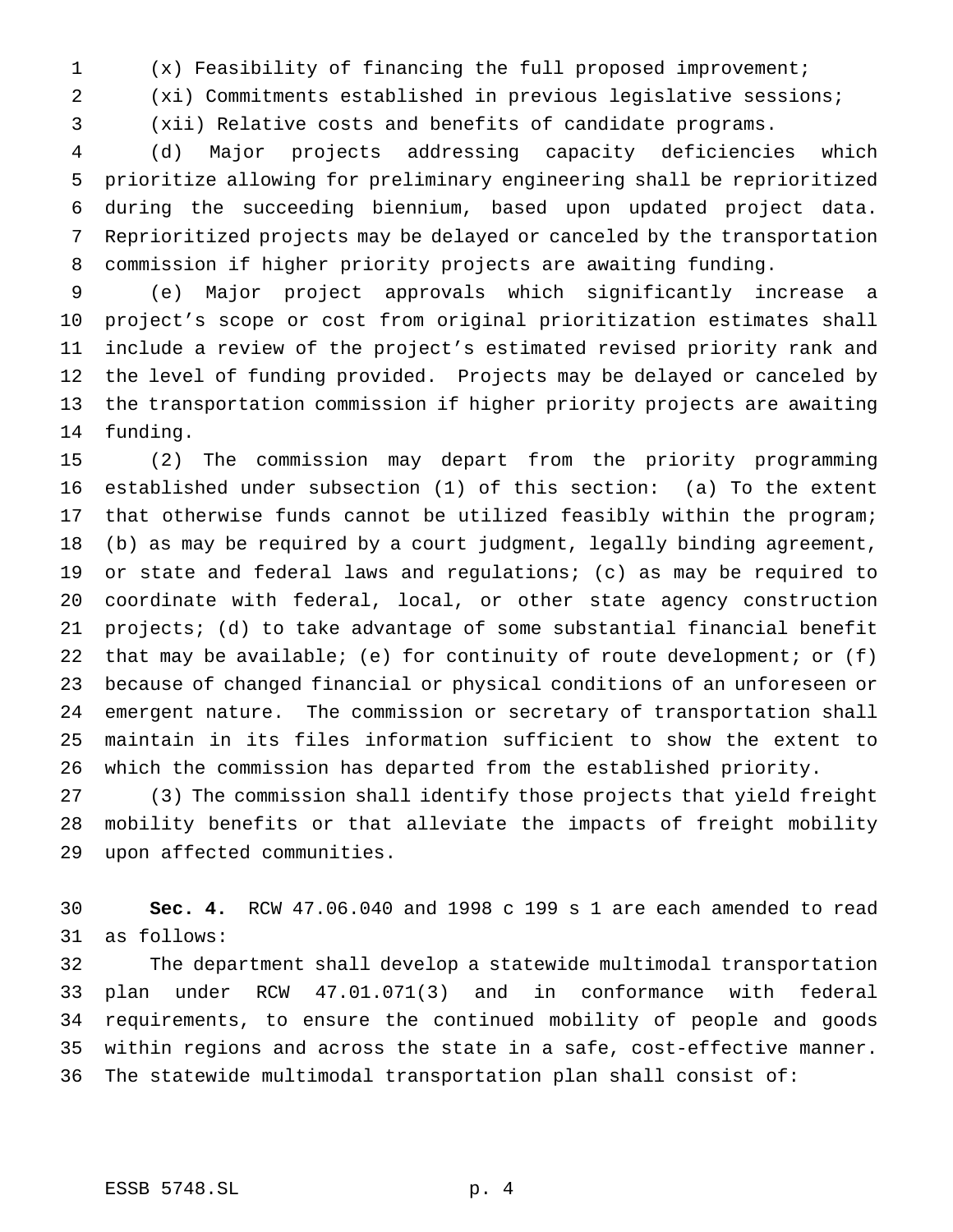(x) Feasibility of financing the full proposed improvement;

(xi) Commitments established in previous legislative sessions;

(xii) Relative costs and benefits of candidate programs.

(d) Major projects addressing capacity deficiencies which prioritize allowing for preliminary engineering shall be reprioritized during the succeeding biennium, based upon updated project data. Reprioritized projects may be delayed or canceled by the transportation commission if higher priority projects are awaiting funding.

(e) Major project approvals which significantly increase a project's scope or cost from original prioritization estimates shall include a review of the project's estimated revised priority rank and the level of funding provided. Projects may be delayed or canceled by the transportation commission if higher priority projects are awaiting funding.

(2) The commission may depart from the priority programming established under subsection (1) of this section: (a) To the extent that otherwise funds cannot be utilized feasibly within the program; (b) as may be required by a court judgment, legally binding agreement, or state and federal laws and regulations; (c) as may be required to coordinate with federal, local, or other state agency construction projects; (d) to take advantage of some substantial financial benefit that may be available; (e) for continuity of route development; or (f) because of changed financial or physical conditions of an unforeseen or emergent nature. The commission or secretary of transportation shall maintain in its files information sufficient to show the extent to which the commission has departed from the established priority.

(3) The commission shall identify those projects that yield freight mobility benefits or that alleviate the impacts of freight mobility upon affected communities.

**Sec. 4.** RCW 47.06.040 and 1998 c 199 s 1 are each amended to read as follows:

The department shall develop a statewide multimodal transportation plan under RCW 47.01.071(3) and in conformance with federal requirements, to ensure the continued mobility of people and goods within regions and across the state in a safe, cost-effective manner. The statewide multimodal transportation plan shall consist of: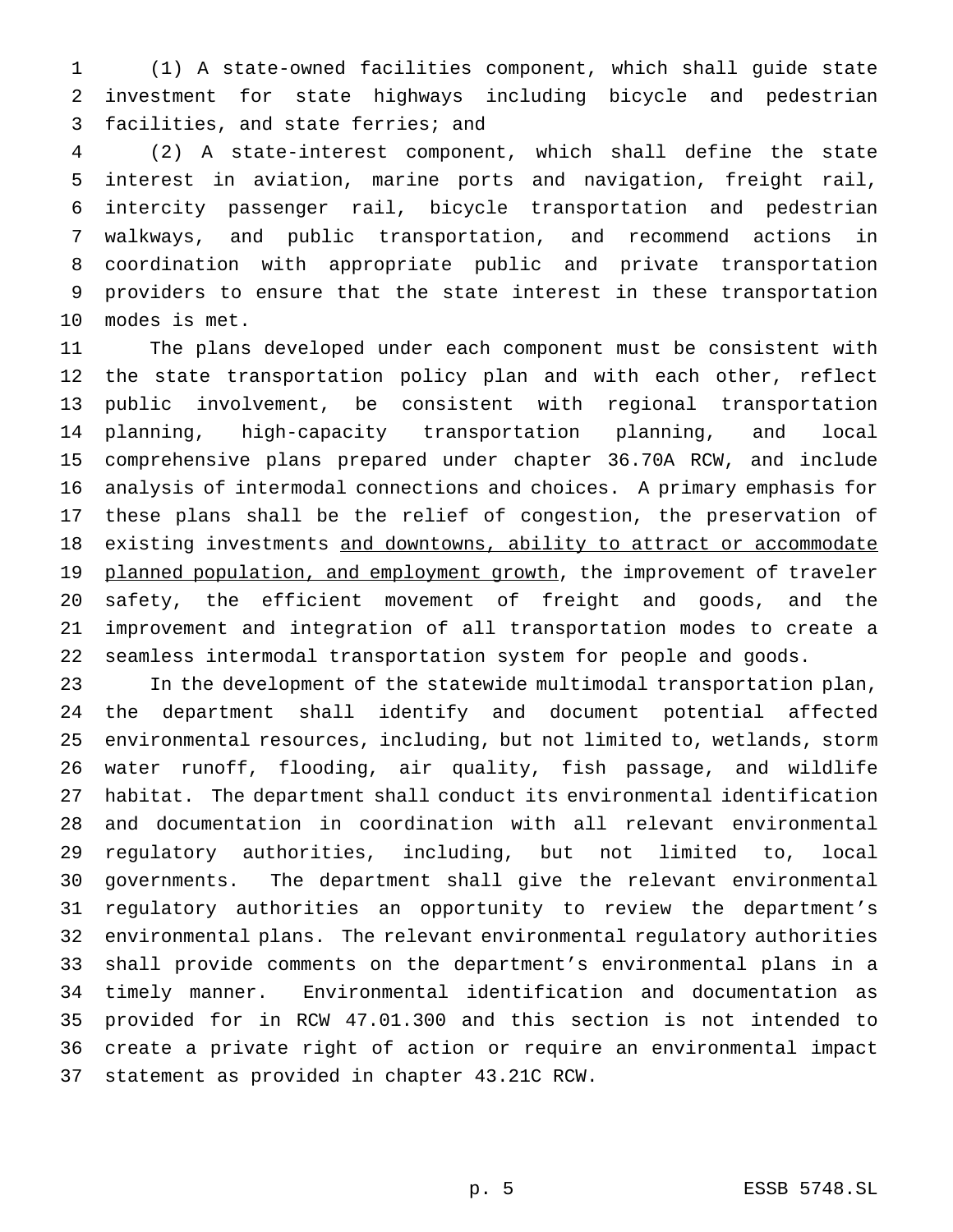(1) A state-owned facilities component, which shall guide state investment for state highways including bicycle and pedestrian facilities, and state ferries; and

(2) A state-interest component, which shall define the state interest in aviation, marine ports and navigation, freight rail, intercity passenger rail, bicycle transportation and pedestrian walkways, and public transportation, and recommend actions in coordination with appropriate public and private transportation providers to ensure that the state interest in these transportation modes is met.

The plans developed under each component must be consistent with the state transportation policy plan and with each other, reflect public involvement, be consistent with regional transportation planning, high-capacity transportation planning, and local comprehensive plans prepared under chapter 36.70A RCW, and include analysis of intermodal connections and choices. A primary emphasis for these plans shall be the relief of congestion, the preservation of existing investments <u>and downtowns, ability to attract or accommodate planned population, and employment growth</u>, the improvement of traveler safety, the efficient movement of freight and goods, and the improvement and integration of all transportation modes to create a seamless intermodal transportation system for people and goods.

In the development of the statewide multimodal transportation plan, the department shall identify and document potential affected environmental resources, including, but not limited to, wetlands, storm water runoff, flooding, air quality, fish passage, and wildlife habitat. The department shall conduct its environmental identification and documentation in coordination with all relevant environmental regulatory authorities, including, but not limited to, local governments. The department shall give the relevant environmental regulatory authorities an opportunity to review the department's environmental plans. The relevant environmental regulatory authorities shall provide comments on the department's environmental plans in a timely manner. Environmental identification and documentation as provided for in RCW 47.01.300 and this section is not intended to create a private right of action or require an environmental impact statement as provided in chapter 43.21C RCW.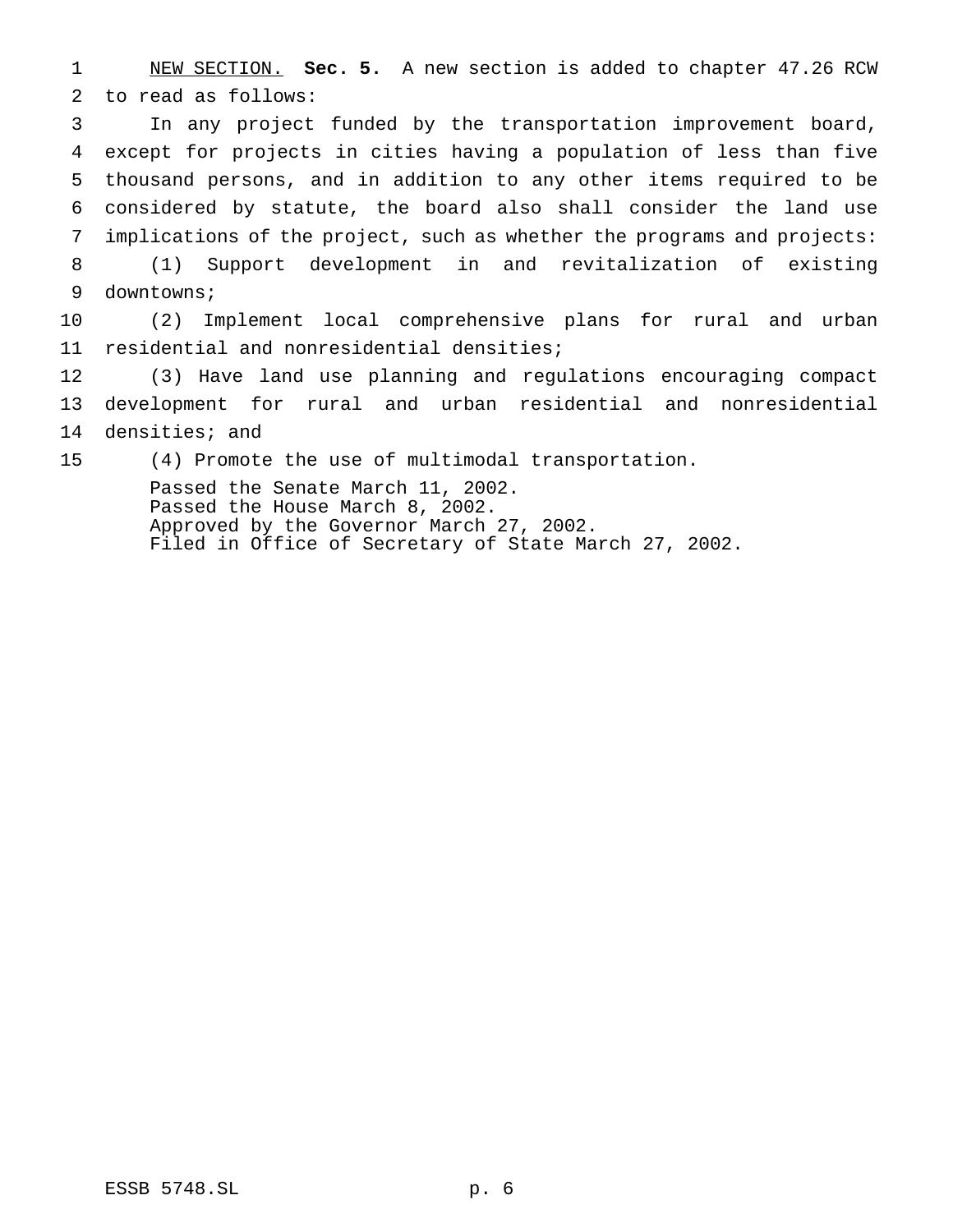NEW SECTION. **Sec. 5.** A new section is added to chapter 47.26 RCW to read as follows:

In any project funded by the transportation improvement board, except for projects in cities having a population of less than five thousand persons, and in addition to any other items required to be considered by statute, the board also shall consider the land use implications of the project, such as whether the programs and projects:

(1) Support development in and revitalization of existing downtowns;

(2) Implement local comprehensive plans for rural and urban residential and nonresidential densities;

(3) Have land use planning and regulations encouraging compact development for rural and urban residential and nonresidential densities; and

(4) Promote the use of multimodal transportation.

Passed the Senate March 11, 2002.
Passed the House March 8, 2002.
Approved by the Governor March 27, 2002.
Filed in Office of Secretary of State March 27, 2002.